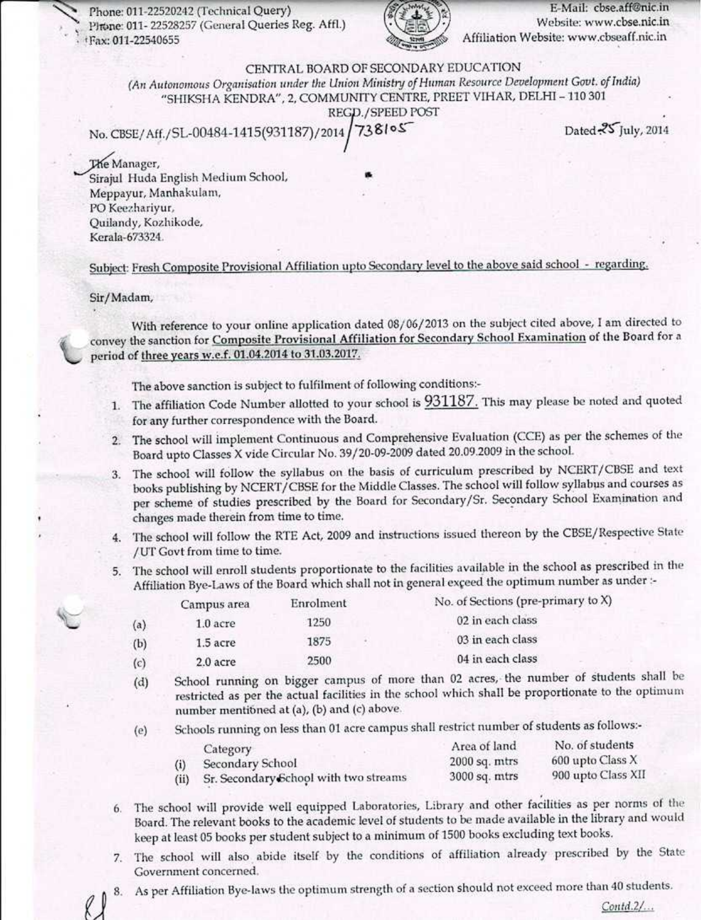Phone: 011-22520242 (Technical Query)
Phone: 011- 22528257 (General Queries Reg. Affl.)
Fax: 011-22540655

E-Mail: cbse.aff@nic.in
Website: www.cbse.nic.in
Affiliation Website: www.cbseaff.nic.in

# CENTRAL BOARD OF SECONDARY EDUCATION

*(An Autonomous Organisation under the Union Ministry of Human Resource Development Govt. of India)*
"SHIKSHA KENDRA", 2, COMMUNITY CENTRE, PREET VIHAR, DELHI – 110 301

REGD./SPEED POST

No. CBSE/Aff./SL-00484-1415(931187)/2014/ 738105 — Dated 25 July, 2014

The Manager,
Sirajul Huda English Medium School,
Meppayur, Manhakulam,
PO Keezhariyur,
Quilandy, Kozhikode,
Kerala-673324.

Subject: Fresh Composite Provisional Affiliation upto Secondary level to the above said school - regarding.

Sir/Madam,

With reference to your online application dated 08/06/2013 on the subject cited above, I am directed to convey the sanction for Composite Provisional Affiliation for Secondary School Examination of the Board for a period of three years w.e.f. 01.04.2014 to 31.03.2017.

The above sanction is subject to fulfilment of following conditions:-

1. The affiliation Code Number allotted to your school is **931187.** This may please be noted and quoted for any further correspondence with the Board.
2. The school will implement Continuous and Comprehensive Evaluation (CCE) as per the schemes of the Board upto Classes X vide Circular No. 39/20-09-2009 dated 20.09.2009 in the school.
3. The school will follow the syllabus on the basis of curriculum prescribed by NCERT/CBSE and text books publishing by NCERT/CBSE for the Middle Classes. The school will follow syllabus and courses as per scheme of studies prescribed by the Board for Secondary/Sr. Secondary School Examination and changes made therein from time to time.
4. The school will follow the RTE Act, 2009 and instructions issued thereon by the CBSE/Respective State /UT Govt from time to time.
5. The school will enroll students proportionate to the facilities available in the school as prescribed in the Affiliation Bye-Laws of the Board which shall not in general exceed the optimum number as under :-

| | Campus area | Enrolment | No. of Sections (pre-primary to X) |
|---|---|---|---|
| (a) | 1.0 acre | 1250 | 02 in each class |
| (b) | 1.5 acre | 1875 | 03 in each class |
| (c) | 2.0 acre | 2500 | 04 in each class |

(d) School running on bigger campus of more than 02 acres, the number of students shall be restricted as per the actual facilities in the school which shall be proportionate to the optimum number mentioned at (a), (b) and (c) above.

(e) Schools running on less than 01 acre campus shall restrict number of students as follows:-

| | Category | Area of land | No. of students |
|---|---|---|---|
| (i) | Secondary School | 2000 sq. mtrs | 600 upto Class X |
| (ii) | Sr. Secondary School with two streams | 3000 sq. mtrs | 900 upto Class XII |

6. The school will provide well equipped Laboratories, Library and other facilities as per norms of the Board. The relevant books to the academic level of students to be made available in the library and would keep at least 05 books per student subject to a minimum of 1500 books excluding text books.
7. The school will also abide itself by the conditions of affiliation already prescribed by the State Government concerned.
8. As per Affiliation Bye-laws the optimum strength of a section should not exceed more than 40 students.

Contd.2/...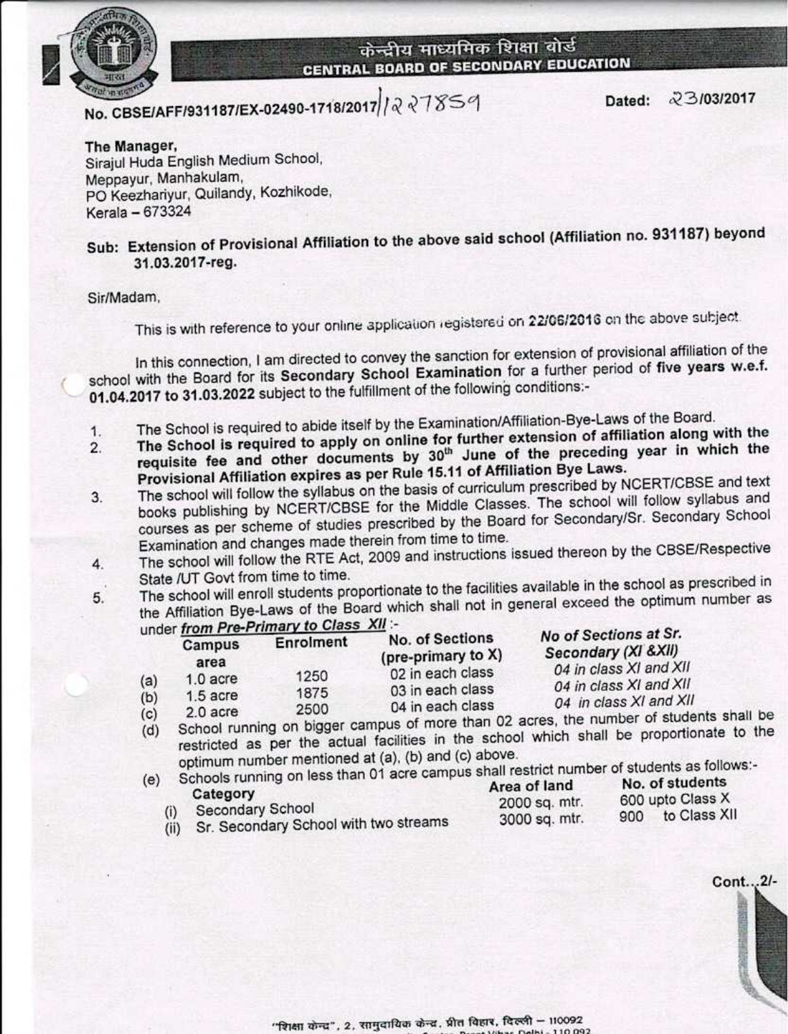केन्द्रीय माध्यमिक शिक्षा बोर्ड
**CENTRAL BOARD OF SECONDARY EDUCATION**

**No. CBSE/AFF/931187/EX-02490-1718/2017//227859** **Dated: 23/03/2017**

**The Manager,**
Sirajul Huda English Medium School,
Meppayur, Manhakulam,
PO Keezhariyur, Quilandy, Kozhikode,
Kerala – 673324

**Sub: Extension of Provisional Affiliation to the above said school (Affiliation no. 931187) beyond 31.03.2017-reg.**

Sir/Madam,

This is with reference to your online application registered on **22/06/2016** on the above subject.

In this connection, I am directed to convey the sanction for extension of provisional affiliation of the school with the Board for its **Secondary School Examination** for a further period of **five years w.e.f. 01.04.2017 to 31.03.2022** subject to the fulfillment of the following conditions:-

1. The School is required to abide itself by the Examination/Affiliation-Bye-Laws of the Board.
2. **The School is required to apply on online for further extension of affiliation along with the requisite fee and other documents by 30th June of the preceding year in which the Provisional Affiliation expires as per Rule 15.11 of Affiliation Bye Laws.**
3. The school will follow the syllabus on the basis of curriculum prescribed by NCERT/CBSE and text books publishing by NCERT/CBSE for the Middle Classes. The school will follow syllabus and courses as per scheme of studies prescribed by the Board for Secondary/Sr. Secondary School Examination and changes made therein from time to time.
4. The school will follow the RTE Act, 2009 and instructions issued thereon by the CBSE/Respective State /UT Govt from time to time.
5. The school will enroll students proportionate to the facilities available in the school as prescribed in the Affiliation Bye-Laws of the Board which shall not in general exceed the optimum number as under ***from Pre-Primary to Class XII*** :-

| | Campus area | Enrolment | No. of Sections (pre-primary to X) | *No of Sections at Sr. Secondary (XI &XII)* |
|---|---|---|---|---|
| (a) | 1.0 acre | 1250 | 02 in each class | *04 in class XI and XII* |
| (b) | 1.5 acre | 1875 | 03 in each class | *04 in class XI and XII* |
| (c) | 2.0 acre | 2500 | 04 in each class | *04 in class XI and XII* |

(d) School running on bigger campus of more than 02 acres, the number of students shall be restricted as per the actual facilities in the school which shall be proportionate to the optimum number mentioned at (a), (b) and (c) above.

(e) Schools running on less than 01 acre campus shall restrict number of students as follows:-

| | Category | Area of land | No. of students |
|---|---|---|---|
| (i) | Secondary School | 2000 sq. mtr. | 600 upto Class X |
| (ii) | Sr. Secondary School with two streams | 3000 sq. mtr. | 900 to Class XII |

Cont...2/-

"शिक्षा केन्द्र", 2, सामुदायिक केन्द्र, प्रीत विहार, दिल्ली – 110092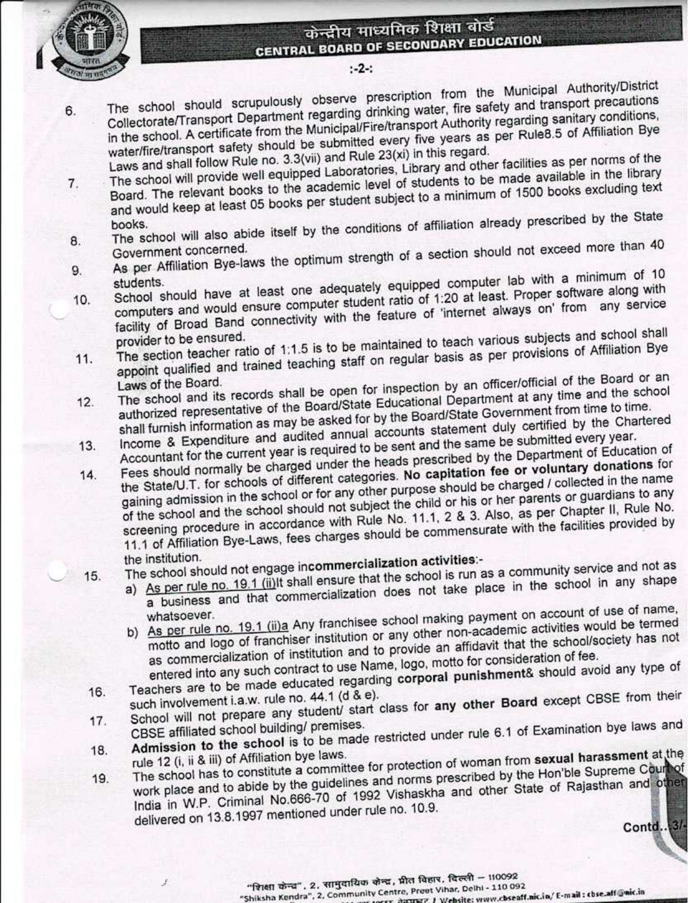6. The school should scrupulously observe prescription from the Municipal Authority/District Collectorate/Transport Department regarding drinking water, fire safety and transport precautions in the school. A certificate from the Municipal/Fire/transport Authority regarding sanitary conditions, water/fire/transport safety should be submitted every five years as per Rule8.5 of Affiliation Bye Laws and shall follow Rule no. 3.3(vii) and Rule 23(xi) in this regard.
7. The school will provide well equipped Laboratories, Library and other facilities as per norms of the Board. The relevant books to the academic level of students to be made available in the library and would keep at least 05 books per student subject to a minimum of 1500 books excluding text books.
8. The school will also abide itself by the conditions of affiliation already prescribed by the State Government concerned.
9. As per Affiliation Bye-laws the optimum strength of a section should not exceed more than 40 students.
10. School should have at least one adequately equipped computer lab with a minimum of 10 computers and would ensure computer student ratio of 1:20 at least. Proper software along with facility of Broad Band connectivity with the feature of 'internet always on' from any service provider to be ensured.
11. The section teacher ratio of 1:1.5 is to be maintained to teach various subjects and school shall appoint qualified and trained teaching staff on regular basis as per provisions of Affiliation Bye Laws of the Board.
12. The school and its records shall be open for inspection by an officer/official of the Board or an authorized representative of the Board/State Educational Department at any time and the school shall furnish information as may be asked for by the Board/State Government from time to time.
13. Income & Expenditure and audited annual accounts statement duly certified by the Chartered Accountant for the current year is required to be sent and the same be submitted every year.
14. Fees should normally be charged under the heads prescribed by the Department of Education of the State/U.T. for schools of different categories. **No capitation fee or voluntary donations** for gaining admission in the school or for any other purpose should be charged / collected in the name of the school and the school should not subject the child or his or her parents or guardians to any screening procedure in accordance with Rule No. 11.1, 2 & 3. Also, as per Chapter II, Rule No. 11.1 of Affiliation Bye-Laws, fees charges should be commensurate with the facilities provided by the institution.
15. The school should not engage in**commercialization activities**:-
    a) As per rule no. 19.1 (ii)It shall ensure that the school is run as a community service and not as a business and that commercialization does not take place in the school in any shape whatsoever.
    b) As per rule no. 19.1 (ii)a Any franchisee school making payment on account of use of name, motto and logo of franchiser institution or any other non-academic activities would be termed as commercialization of institution and to provide an affidavit that the school/society has not entered into any such contract to use Name, logo, motto for consideration of fee.
16. Teachers are to be made educated regarding **corporal punishment**& should avoid any type of such involvement i.a.w. rule no. 44.1 (d & e).
17. School will not prepare any student/ start class for **any other Board** except CBSE from their CBSE affiliated school building/ premises.
18. **Admission to the school** is to be made restricted under rule 6.1 of Examination bye laws and rule 12 (i, ii & iii) of Affiliation bye laws.
19. The school has to constitute a committee for protection of woman from **sexual harassment** at the work place and to abide by the guidelines and norms prescribed by the Hon'ble Supreme Court of India in W.P. Criminal No.666-70 of 1992 Vishaskha and other State of Rajasthan and other delivered on 13.8.1997 mentioned under rule no. 10.9.

Contd...3/-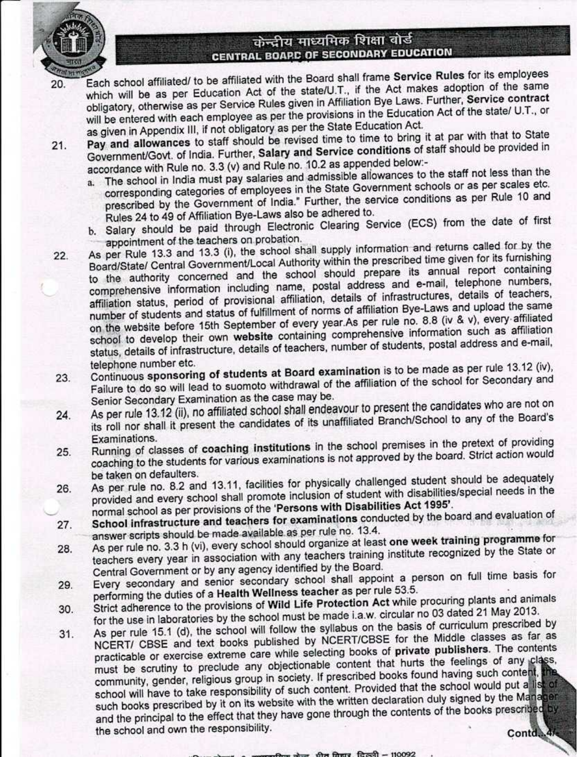20. Each school affiliated/ to be affiliated with the Board shall frame **Service Rules** for its employees which will be as per Education Act of the state/U.T., if the Act makes adoption of the same obligatory, otherwise as per Service Rules given in Affiliation Bye Laws. Further, **Service contract** will be entered with each employee as per the provisions in the Education Act of the state/ U.T., or as given in Appendix III, if not obligatory as per the State Education Act.

21. **Pay and allowances** to staff should be revised time to time to bring it at par with that to State Government/Govt. of India. Further, **Salary and Service conditions** of staff should be provided in accordance with Rule no. 3.3 (v) and Rule no. 10.2 as appended below:-
    a. The school in India must pay salaries and admissible allowances to the staff not less than the corresponding categories of employees in the State Government schools or as per scales etc. prescribed by the Government of India." Further, the service conditions as per Rule 10 and Rules 24 to 49 of Affiliation Bye-Laws also be adhered to.
    b. Salary should be paid through Electronic Clearing Service (ECS) from the date of first appointment of the teachers on probation.

22. As per Rule 13.3 and 13.3 (i), the school shall supply information and returns called for by the Board/State/ Central Government/Local Authority within the prescribed time given for its furnishing to the authority concerned and the school should prepare its annual report containing comprehensive information including name, postal address and e-mail, telephone numbers, affiliation status, period of provisional affiliation, details of infrastructures, details of teachers, number of students and status of fulfillment of norms of affiliation Bye-Laws and upload the same on the website before 15th September of every year.As per rule no. 8.8 (iv & v), every affiliated school to develop their own **website** containing comprehensive information such as affiliation status, details of infrastructure, details of teachers, number of students, postal address and e-mail, telephone number etc.

23. Continuous **sponsoring of students at Board examination** is to be made as per rule 13.12 (iv), Failure to do so will lead to suomoto withdrawal of the affiliation of the school for Secondary and Senior Secondary Examination as the case may be.

24. As per rule 13.12 (ii), no affiliated school shall endeavour to present the candidates who are not on its roll nor shall it present the candidates of its unaffiliated Branch/School to any of the Board's Examinations.

25. Running of classes of **coaching institutions** in the school premises in the pretext of providing coaching to the students for various examinations is not approved by the board. Strict action would be taken on defaulters.

26. As per rule no. 8.2 and 13.11, facilities for physically challenged student should be adequately provided and every school shall promote inclusion of student with disabilities/special needs in the normal school as per provisions of the **'Persons with Disabilities Act 1995'**.

27. **School infrastructure and teachers for examinations** conducted by the board and evaluation of answer scripts should be made available as per rule no. 13.4.

28. As per rule no. 3.3 h (vi), every school should organize at least **one week training programme** for teachers every year in association with any teachers training institute recognized by the State or Central Government or by any agency identified by the Board.

29. Every secondary and senior secondary school shall appoint a person on full time basis for performing the duties of a **Health Wellness teacher** as per rule 53.5.

30. Strict adherence to the provisions of **Wild Life Protection Act** while procuring plants and animals for the use in laboratories by the school must be made i.a.w. circular no 03 dated 21 May 2013.

31. As per rule 15.1 (d), the school will follow the syllabus on the basis of curriculum prescribed by NCERT/ CBSE and text books published by NCERT/CBSE for the Middle classes as far as practicable or exercise extreme care while selecting books of **private publishers**. The contents must be scrutiny to preclude any objectionable content that hurts the feelings of any class, community, gender, religious group in society. If prescribed books found having such content, the school will have to take responsibility of such content. Provided that the school would put a list of such books prescribed by it on its website with the written declaration duly signed by the Manager and the principal to the effect that they have gone through the contents of the books prescribed by the school and own the responsibility.

Contd...4/-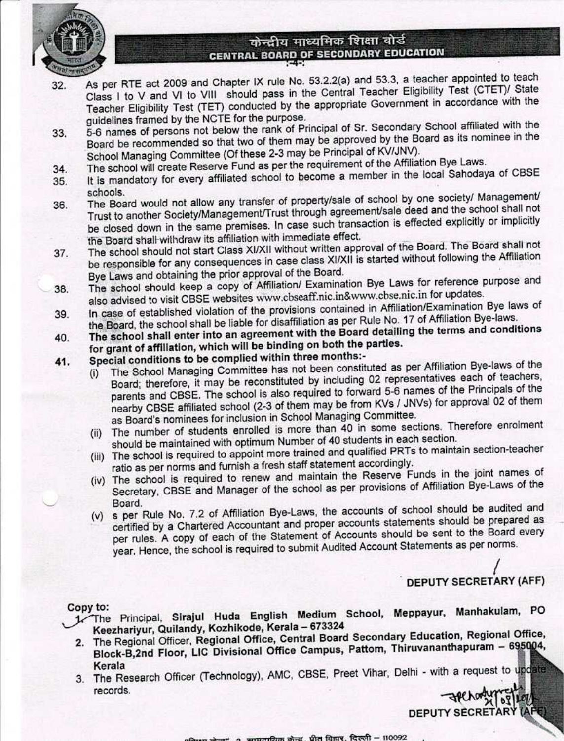# केन्द्रीय माध्यमिक शिक्षा बोर्ड
## CENTRAL BOARD OF SECONDARY EDUCATION

32. As per RTE act 2009 and Chapter IX rule No. 53.2.2(a) and 53.3, a teacher appointed to teach Class I to V and VI to VIII should pass in the Central Teacher Eligibility Test (CTET)/ State Teacher Eligibility Test (TET) conducted by the appropriate Government in accordance with the guidelines framed by the NCTE for the purpose.
33. 5-6 names of persons not below the rank of Principal of Sr. Secondary School affiliated with the Board be recommended so that two of them may be approved by the Board as its nominee in the School Managing Committee (Of these 2-3 may be Principal of KV/JNV).
34. The school will create Reserve Fund as per the requirement of the Affiliation Bye Laws.
35. It is mandatory for every affiliated school to become a member in the local Sahodaya of CBSE schools.
36. The Board would not allow any transfer of property/sale of school by one society/ Management/ Trust to another Society/Management/Trust through agreement/sale deed and the school shall not be closed down in the same premises. In case such transaction is effected explicitly or implicitly the Board shall withdraw its affiliation with immediate effect.
37. The school should not start Class XI/XII without written approval of the Board. The Board shall not be responsible for any consequences in case class XI/XII is started without following the Affiliation Bye Laws and obtaining the prior approval of the Board.
38. The school should keep a copy of Affiliation/ Examination Bye Laws for reference purpose and also advised to visit CBSE websites www.cbseaff.nic.in&www.cbse.nic.in for updates.
39. In case of established violation of the provisions contained in Affiliation/Examination Bye laws of the Board, the school shall be liable for disaffiliation as per Rule No. 17 of Affiliation Bye-laws.
40. **The school shall enter into an agreement with the Board detailing the terms and conditions for grant of affiliation, which will be binding on both the parties.**
41. **Special conditions to be complied within three months:-**
    (i) The School Managing Committee has not been constituted as per Affiliation Bye-laws of the Board; therefore, it may be reconstituted by including 02 representatives each of teachers, parents and CBSE. The school is also required to forward 5-6 names of the Principals of the nearby CBSE affiliated school (2-3 of them may be from KVs / JNVs) for approval 02 of them as Board's nominees for inclusion in School Managing Committee.
    (ii) The number of students enrolled is more than 40 in some sections. Therefore enrolment should be maintained with optimum Number of 40 students in each section.
    (iii) The school is required to appoint more trained and qualified PRTs to maintain section-teacher ratio as per norms and furnish a fresh staff statement accordingly.
    (iv) The school is required to renew and maintain the Reserve Funds in the joint names of Secretary, CBSE and Manager of the school as per provisions of Affiliation Bye-Laws of the Board.
    (v) s per Rule No. 7.2 of Affiliation Bye-Laws, the accounts of school should be audited and certified by a Chartered Accountant and proper accounts statements should be prepared as per rules. A copy of each of the Statement of Accounts should be sent to the Board every year. Hence, the school is required to submit Audited Account Statements as per norms.

**DEPUTY SECRETARY (AFF)**

**Copy to:**

1. The Principal, **Sirajul Huda English Medium School, Meppayur, Manhakulam, PO Keezhariyur, Quilandy, Kozhikode, Kerala – 673324**
2. The Regional Officer, **Regional Office, Central Board Secondary Education, Regional Office, Block-B,2nd Floor, LIC Divisional Office Campus, Pattom, Thiruvananthapuram – 695004, Kerala**
3. The Research Officer (Technology), AMC, CBSE, Preet Vihar, Delhi - with a request to update records.

**DEPUTY SECRETARY (AFF)**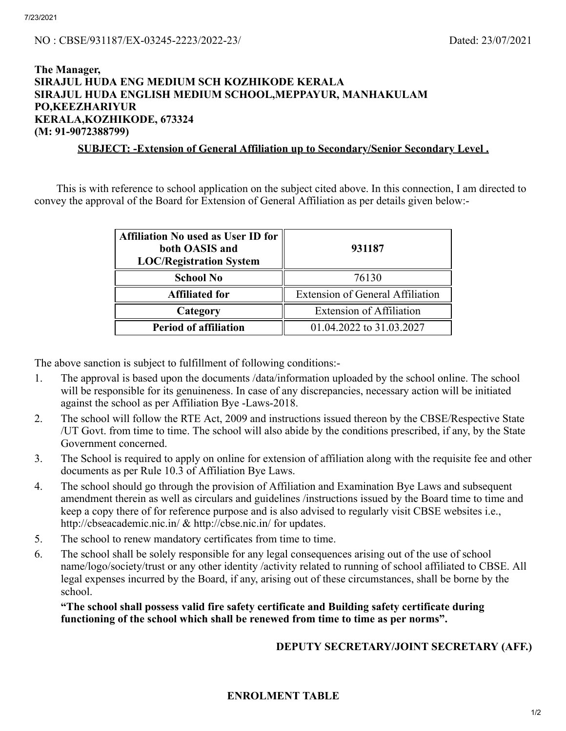NO : CBSE/931187/EX-03245-2223/2022-23/ Dated: 23/07/2021

**The Manager,**
**SIRAJUL HUDA ENG MEDIUM SCH KOZHIKODE KERALA**
**SIRAJUL HUDA ENGLISH MEDIUM SCHOOL,MEPPAYUR, MANHAKULAM PO,KEEZHARIYUR**
**KERALA,KOZHIKODE, 673324**
**(M: 91-9072388799)**

**SUBJECT: -Extension of General Affiliation up to Secondary/Senior Secondary Level .**

This is with reference to school application on the subject cited above. In this connection, I am directed to convey the approval of the Board for Extension of General Affiliation as per details given below:-

| **Affiliation No used as User ID for both OASIS and LOC/Registration System** | **931187** |
|---|---|
| **School No** | 76130 |
| **Affiliated for** | Extension of General Affiliation |
| **Category** | Extension of Affiliation |
| **Period of affiliation** | 01.04.2022 to 31.03.2027 |

The above sanction is subject to fulfillment of following conditions:-

1. The approval is based upon the documents /data/information uploaded by the school online. The school will be responsible for its genuineness. In case of any discrepancies, necessary action will be initiated against the school as per Affiliation Bye -Laws-2018.
2. The school will follow the RTE Act, 2009 and instructions issued thereon by the CBSE/Respective State /UT Govt. from time to time. The school will also abide by the conditions prescribed, if any, by the State Government concerned.
3. The School is required to apply on online for extension of affiliation along with the requisite fee and other documents as per Rule 10.3 of Affiliation Bye Laws.
4. The school should go through the provision of Affiliation and Examination Bye Laws and subsequent amendment therein as well as circulars and guidelines /instructions issued by the Board time to time and keep a copy there of for reference purpose and is also advised to regularly visit CBSE websites i.e., http://cbseacademic.nic.in/ & http://cbse.nic.in/ for updates.
5. The school to renew mandatory certificates from time to time.
6. The school shall be solely responsible for any legal consequences arising out of the use of school name/logo/society/trust or any other identity /activity related to running of school affiliated to CBSE. All legal expenses incurred by the Board, if any, arising out of these circumstances, shall be borne by the school.

   **"The school shall possess valid fire safety certificate and Building safety certificate during functioning of the school which shall be renewed from time to time as per norms".**

**DEPUTY SECRETARY/JOINT SECRETARY (AFF.)**

**ENROLMENT TABLE**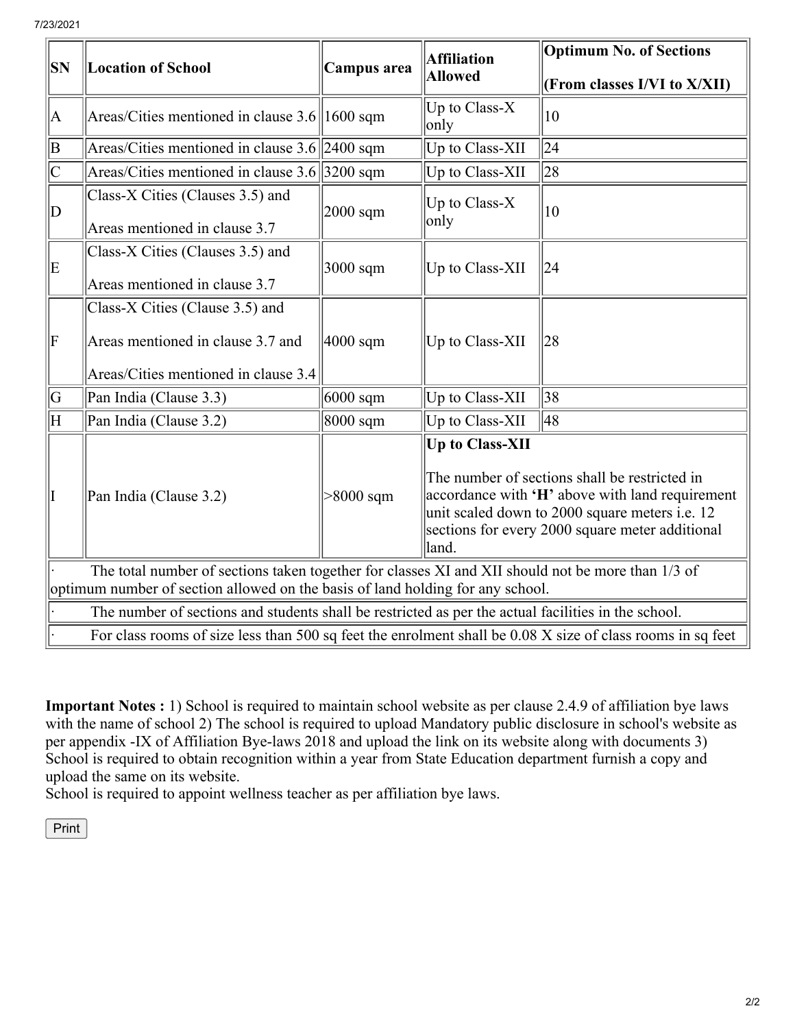| SN | Location of School | Campus area | Affiliation Allowed | Optimum No. of Sections (From classes I/VI to X/XII) |
|---|---|---|---|---|
| A | Areas/Cities mentioned in clause 3.6 | 1600 sqm | Up to Class-X only | 10 |
| B | Areas/Cities mentioned in clause 3.6 | 2400 sqm | Up to Class-XII | 24 |
| C | Areas/Cities mentioned in clause 3.6 | 3200 sqm | Up to Class-XII | 28 |
| D | Class-X Cities (Clauses 3.5) and Areas mentioned in clause 3.7 | 2000 sqm | Up to Class-X only | 10 |
| E | Class-X Cities (Clauses 3.5) and Areas mentioned in clause 3.7 | 3000 sqm | Up to Class-XII | 24 |
| F | Class-X Cities (Clause 3.5) and Areas mentioned in clause 3.7 and Areas/Cities mentioned in clause 3.4 | 4000 sqm | Up to Class-XII | 28 |
| G | Pan India (Clause 3.3) | 6000 sqm | Up to Class-XII | 38 |
| H | Pan India (Clause 3.2) | 8000 sqm | Up to Class-XII | 48 |
| I | Pan India (Clause 3.2) | >8000 sqm | **Up to Class-XII** The number of sections shall be restricted in accordance with **'H'** above with land requirement unit scaled down to 2000 square meters i.e. 12 sections for every 2000 square meter additional land. | |
| · The total number of sections taken together for classes XI and XII should not be more than 1/3 of optimum number of section allowed on the basis of land holding for any school. | | | | |
| · The number of sections and students shall be restricted as per the actual facilities in the school. | | | | |
| · For class rooms of size less than 500 sq feet the enrolment shall be 0.08 X size of class rooms in sq feet | | | | |

**Important Notes :** 1) School is required to maintain school website as per clause 2.4.9 of affiliation bye laws with the name of school 2) The school is required to upload Mandatory public disclosure in school's website as per appendix -IX of Affiliation Bye-laws 2018 and upload the link on its website along with documents 3) School is required to obtain recognition within a year from State Education department furnish a copy and upload the same on its website.

School is required to appoint wellness teacher as per affiliation bye laws.

Print